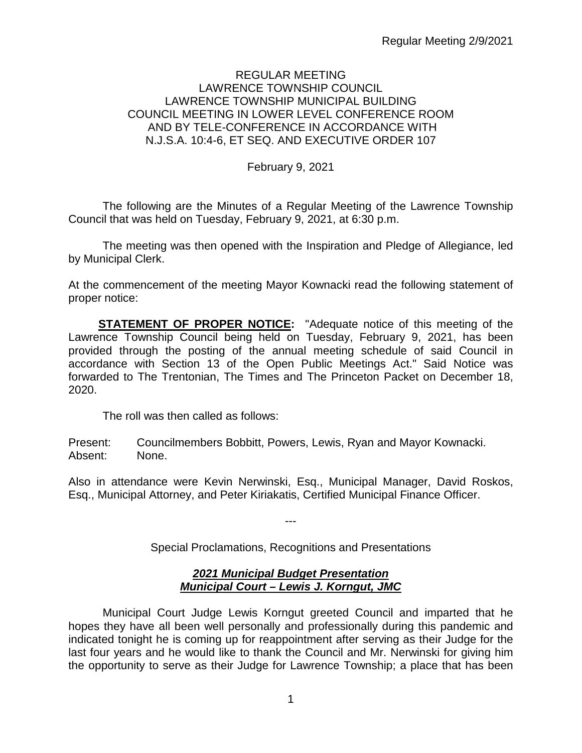# REGULAR MEETING
# LAWRENCE TOWNSHIP COUNCIL
# LAWRENCE TOWNSHIP MUNICIPAL BUILDING
# COUNCIL MEETING IN LOWER LEVEL CONFERENCE ROOM AND BY TELE-CONFERENCE IN ACCORDANCE WITH N.J.S.A. 10:4-6, ET SEQ. AND EXECUTIVE ORDER 107

February 9, 2021

The following are the Minutes of a Regular Meeting of the Lawrence Township Council that was held on Tuesday, February 9, 2021, at 6:30 p.m.

The meeting was then opened with the Inspiration and Pledge of Allegiance, led by Municipal Clerk.

At the commencement of the meeting Mayor Kownacki read the following statement of proper notice:

**STATEMENT OF PROPER NOTICE:** "Adequate notice of this meeting of the Lawrence Township Council being held on Tuesday, February 9, 2021, has been provided through the posting of the annual meeting schedule of said Council in accordance with Section 13 of the Open Public Meetings Act." Said Notice was forwarded to The Trentonian, The Times and The Princeton Packet on December 18, 2020.

The roll was then called as follows:

Present: Councilmembers Bobbitt, Powers, Lewis, Ryan and Mayor Kownacki.
Absent: None.

Also in attendance were Kevin Nerwinski, Esq., Municipal Manager, David Roskos, Esq., Municipal Attorney, and Peter Kiriakatis, Certified Municipal Finance Officer.

---

Special Proclamations, Recognitions and Presentations

***2021 Municipal Budget Presentation***
***Municipal Court – Lewis J. Korngut, JMC***

Municipal Court Judge Lewis Korngut greeted Council and imparted that he hopes they have all been well personally and professionally during this pandemic and indicated tonight he is coming up for reappointment after serving as their Judge for the last four years and he would like to thank the Council and Mr. Nerwinski for giving him the opportunity to serve as their Judge for Lawrence Township; a place that has been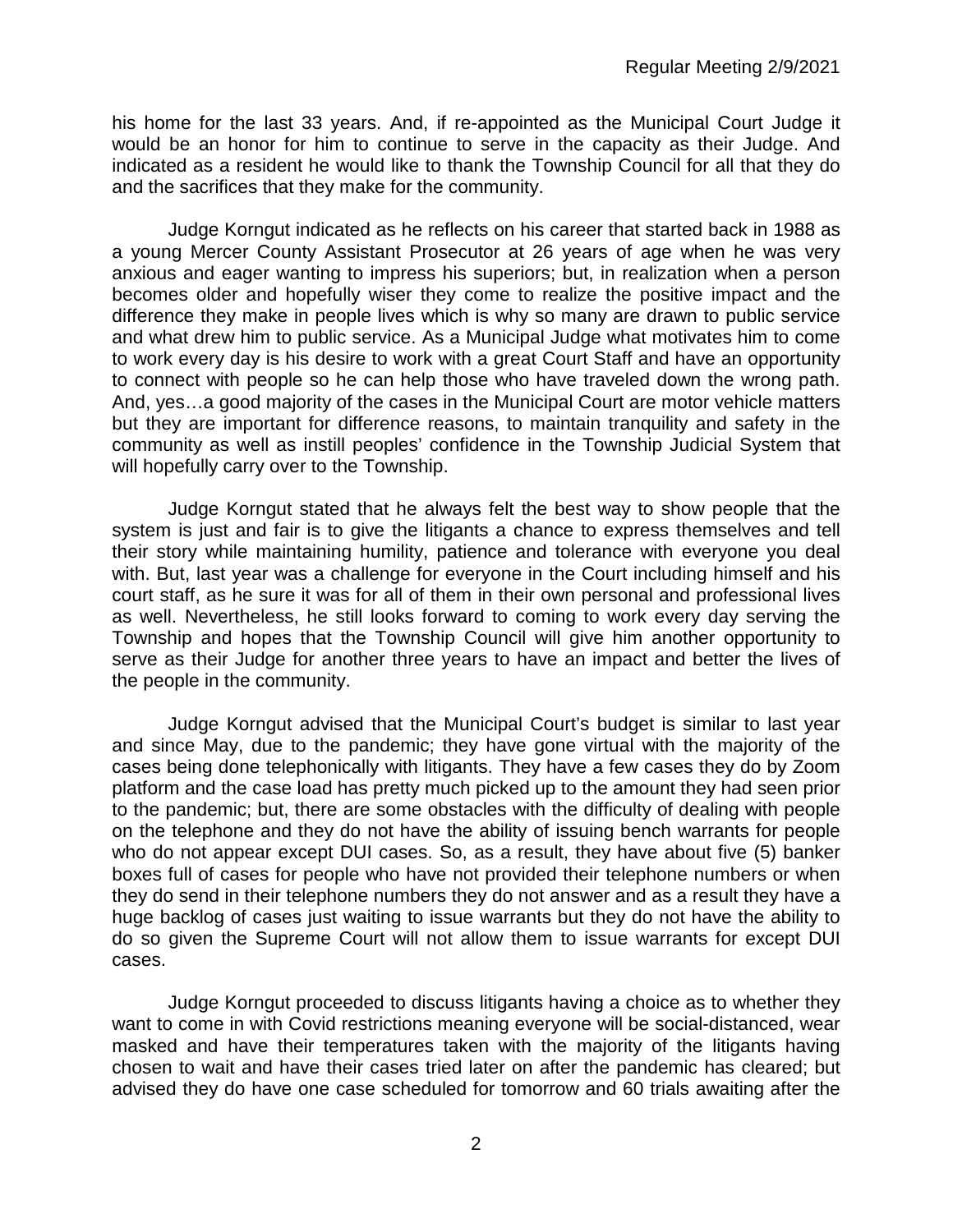his home for the last 33 years. And, if re-appointed as the Municipal Court Judge it would be an honor for him to continue to serve in the capacity as their Judge. And indicated as a resident he would like to thank the Township Council for all that they do and the sacrifices that they make for the community.

Judge Korngut indicated as he reflects on his career that started back in 1988 as a young Mercer County Assistant Prosecutor at 26 years of age when he was very anxious and eager wanting to impress his superiors; but, in realization when a person becomes older and hopefully wiser they come to realize the positive impact and the difference they make in people lives which is why so many are drawn to public service and what drew him to public service. As a Municipal Judge what motivates him to come to work every day is his desire to work with a great Court Staff and have an opportunity to connect with people so he can help those who have traveled down the wrong path. And, yes…a good majority of the cases in the Municipal Court are motor vehicle matters but they are important for difference reasons, to maintain tranquility and safety in the community as well as instill peoples' confidence in the Township Judicial System that will hopefully carry over to the Township.

Judge Korngut stated that he always felt the best way to show people that the system is just and fair is to give the litigants a chance to express themselves and tell their story while maintaining humility, patience and tolerance with everyone you deal with. But, last year was a challenge for everyone in the Court including himself and his court staff, as he sure it was for all of them in their own personal and professional lives as well. Nevertheless, he still looks forward to coming to work every day serving the Township and hopes that the Township Council will give him another opportunity to serve as their Judge for another three years to have an impact and better the lives of the people in the community.

Judge Korngut advised that the Municipal Court's budget is similar to last year and since May, due to the pandemic; they have gone virtual with the majority of the cases being done telephonically with litigants. They have a few cases they do by Zoom platform and the case load has pretty much picked up to the amount they had seen prior to the pandemic; but, there are some obstacles with the difficulty of dealing with people on the telephone and they do not have the ability of issuing bench warrants for people who do not appear except DUI cases. So, as a result, they have about five (5) banker boxes full of cases for people who have not provided their telephone numbers or when they do send in their telephone numbers they do not answer and as a result they have a huge backlog of cases just waiting to issue warrants but they do not have the ability to do so given the Supreme Court will not allow them to issue warrants for except DUI cases.

Judge Korngut proceeded to discuss litigants having a choice as to whether they want to come in with Covid restrictions meaning everyone will be social-distanced, wear masked and have their temperatures taken with the majority of the litigants having chosen to wait and have their cases tried later on after the pandemic has cleared; but advised they do have one case scheduled for tomorrow and 60 trials awaiting after the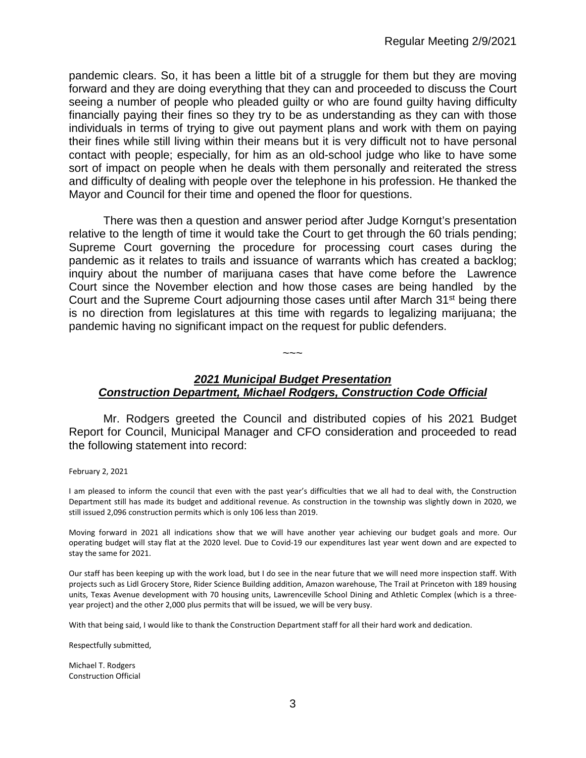pandemic clears. So, it has been a little bit of a struggle for them but they are moving forward and they are doing everything that they can and proceeded to discuss the Court seeing a number of people who pleaded guilty or who are found guilty having difficulty financially paying their fines so they try to be as understanding as they can with those individuals in terms of trying to give out payment plans and work with them on paying their fines while still living within their means but it is very difficult not to have personal contact with people; especially, for him as an old-school judge who like to have some sort of impact on people when he deals with them personally and reiterated the stress and difficulty of dealing with people over the telephone in his profession. He thanked the Mayor and Council for their time and opened the floor for questions.

There was then a question and answer period after Judge Korngut's presentation relative to the length of time it would take the Court to get through the 60 trials pending; Supreme Court governing the procedure for processing court cases during the pandemic as it relates to trails and issuance of warrants which has created a backlog; inquiry about the number of marijuana cases that have come before the Lawrence Court since the November election and how those cases are being handled by the Court and the Supreme Court adjourning those cases until after March 31st being there is no direction from legislatures at this time with regards to legalizing marijuana; the pandemic having no significant impact on the request for public defenders.

~~~

## ***2021 Municipal Budget Presentation***
## ***Construction Department, Michael Rodgers, Construction Code Official***

Mr. Rodgers greeted the Council and distributed copies of his 2021 Budget Report for Council, Municipal Manager and CFO consideration and proceeded to read the following statement into record:

February 2, 2021

I am pleased to inform the council that even with the past year's difficulties that we all had to deal with, the Construction Department still has made its budget and additional revenue. As construction in the township was slightly down in 2020, we still issued 2,096 construction permits which is only 106 less than 2019.

Moving forward in 2021 all indications show that we will have another year achieving our budget goals and more. Our operating budget will stay flat at the 2020 level. Due to Covid-19 our expenditures last year went down and are expected to stay the same for 2021.

Our staff has been keeping up with the work load, but I do see in the near future that we will need more inspection staff. With projects such as Lidl Grocery Store, Rider Science Building addition, Amazon warehouse, The Trail at Princeton with 189 housing units, Texas Avenue development with 70 housing units, Lawrenceville School Dining and Athletic Complex (which is a three-year project) and the other 2,000 plus permits that will be issued, we will be very busy.

With that being said, I would like to thank the Construction Department staff for all their hard work and dedication.

Respectfully submitted,

Michael T. Rodgers
Construction Official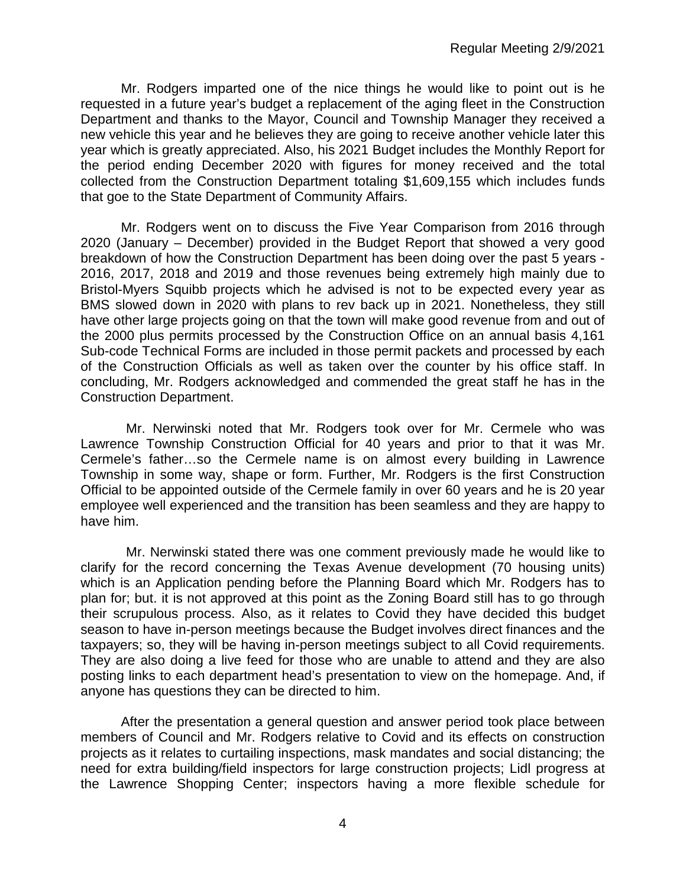Mr. Rodgers imparted one of the nice things he would like to point out is he requested in a future year's budget a replacement of the aging fleet in the Construction Department and thanks to the Mayor, Council and Township Manager they received a new vehicle this year and he believes they are going to receive another vehicle later this year which is greatly appreciated. Also, his 2021 Budget includes the Monthly Report for the period ending December 2020 with figures for money received and the total collected from the Construction Department totaling $1,609,155 which includes funds that goe to the State Department of Community Affairs.

Mr. Rodgers went on to discuss the Five Year Comparison from 2016 through 2020 (January – December) provided in the Budget Report that showed a very good breakdown of how the Construction Department has been doing over the past 5 years - 2016, 2017, 2018 and 2019 and those revenues being extremely high mainly due to Bristol-Myers Squibb projects which he advised is not to be expected every year as BMS slowed down in 2020 with plans to rev back up in 2021. Nonetheless, they still have other large projects going on that the town will make good revenue from and out of the 2000 plus permits processed by the Construction Office on an annual basis 4,161 Sub-code Technical Forms are included in those permit packets and processed by each of the Construction Officials as well as taken over the counter by his office staff. In concluding, Mr. Rodgers acknowledged and commended the great staff he has in the Construction Department.

Mr. Nerwinski noted that Mr. Rodgers took over for Mr. Cermele who was Lawrence Township Construction Official for 40 years and prior to that it was Mr. Cermele's father…so the Cermele name is on almost every building in Lawrence Township in some way, shape or form. Further, Mr. Rodgers is the first Construction Official to be appointed outside of the Cermele family in over 60 years and he is 20 year employee well experienced and the transition has been seamless and they are happy to have him.

Mr. Nerwinski stated there was one comment previously made he would like to clarify for the record concerning the Texas Avenue development (70 housing units) which is an Application pending before the Planning Board which Mr. Rodgers has to plan for; but. it is not approved at this point as the Zoning Board still has to go through their scrupulous process. Also, as it relates to Covid they have decided this budget season to have in-person meetings because the Budget involves direct finances and the taxpayers; so, they will be having in-person meetings subject to all Covid requirements. They are also doing a live feed for those who are unable to attend and they are also posting links to each department head's presentation to view on the homepage. And, if anyone has questions they can be directed to him.

After the presentation a general question and answer period took place between members of Council and Mr. Rodgers relative to Covid and its effects on construction projects as it relates to curtailing inspections, mask mandates and social distancing; the need for extra building/field inspectors for large construction projects; Lidl progress at the Lawrence Shopping Center; inspectors having a more flexible schedule for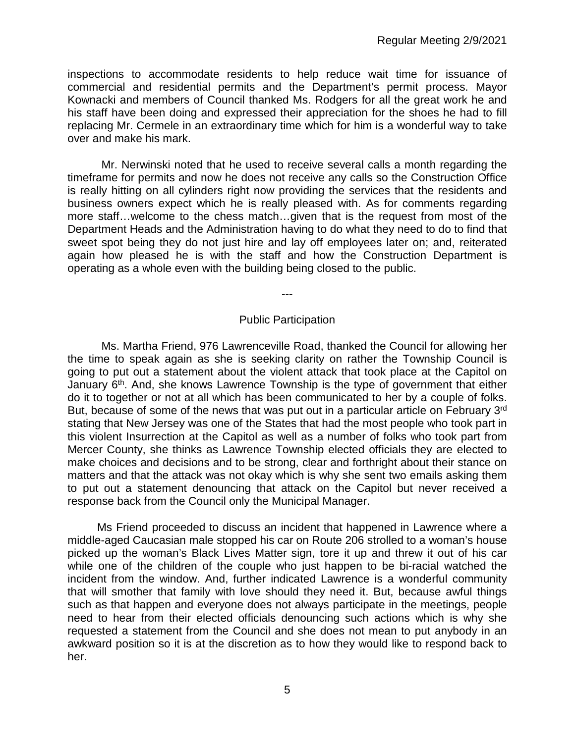inspections to accommodate residents to help reduce wait time for issuance of commercial and residential permits and the Department's permit process. Mayor Kownacki and members of Council thanked Ms. Rodgers for all the great work he and his staff have been doing and expressed their appreciation for the shoes he had to fill replacing Mr. Cermele in an extraordinary time which for him is a wonderful way to take over and make his mark.

Mr. Nerwinski noted that he used to receive several calls a month regarding the timeframe for permits and now he does not receive any calls so the Construction Office is really hitting on all cylinders right now providing the services that the residents and business owners expect which he is really pleased with. As for comments regarding more staff…welcome to the chess match…given that is the request from most of the Department Heads and the Administration having to do what they need to do to find that sweet spot being they do not just hire and lay off employees later on; and, reiterated again how pleased he is with the staff and how the Construction Department is operating as a whole even with the building being closed to the public.

---

## Public Participation

Ms. Martha Friend, 976 Lawrenceville Road, thanked the Council for allowing her the time to speak again as she is seeking clarity on rather the Township Council is going to put out a statement about the violent attack that took place at the Capitol on January 6th. And, she knows Lawrence Township is the type of government that either do it to together or not at all which has been communicated to her by a couple of folks. But, because of some of the news that was put out in a particular article on February 3rd stating that New Jersey was one of the States that had the most people who took part in this violent Insurrection at the Capitol as well as a number of folks who took part from Mercer County, she thinks as Lawrence Township elected officials they are elected to make choices and decisions and to be strong, clear and forthright about their stance on matters and that the attack was not okay which is why she sent two emails asking them to put out a statement denouncing that attack on the Capitol but never received a response back from the Council only the Municipal Manager.

Ms Friend proceeded to discuss an incident that happened in Lawrence where a middle-aged Caucasian male stopped his car on Route 206 strolled to a woman's house picked up the woman's Black Lives Matter sign, tore it up and threw it out of his car while one of the children of the couple who just happen to be bi-racial watched the incident from the window. And, further indicated Lawrence is a wonderful community that will smother that family with love should they need it. But, because awful things such as that happen and everyone does not always participate in the meetings, people need to hear from their elected officials denouncing such actions which is why she requested a statement from the Council and she does not mean to put anybody in an awkward position so it is at the discretion as to how they would like to respond back to her.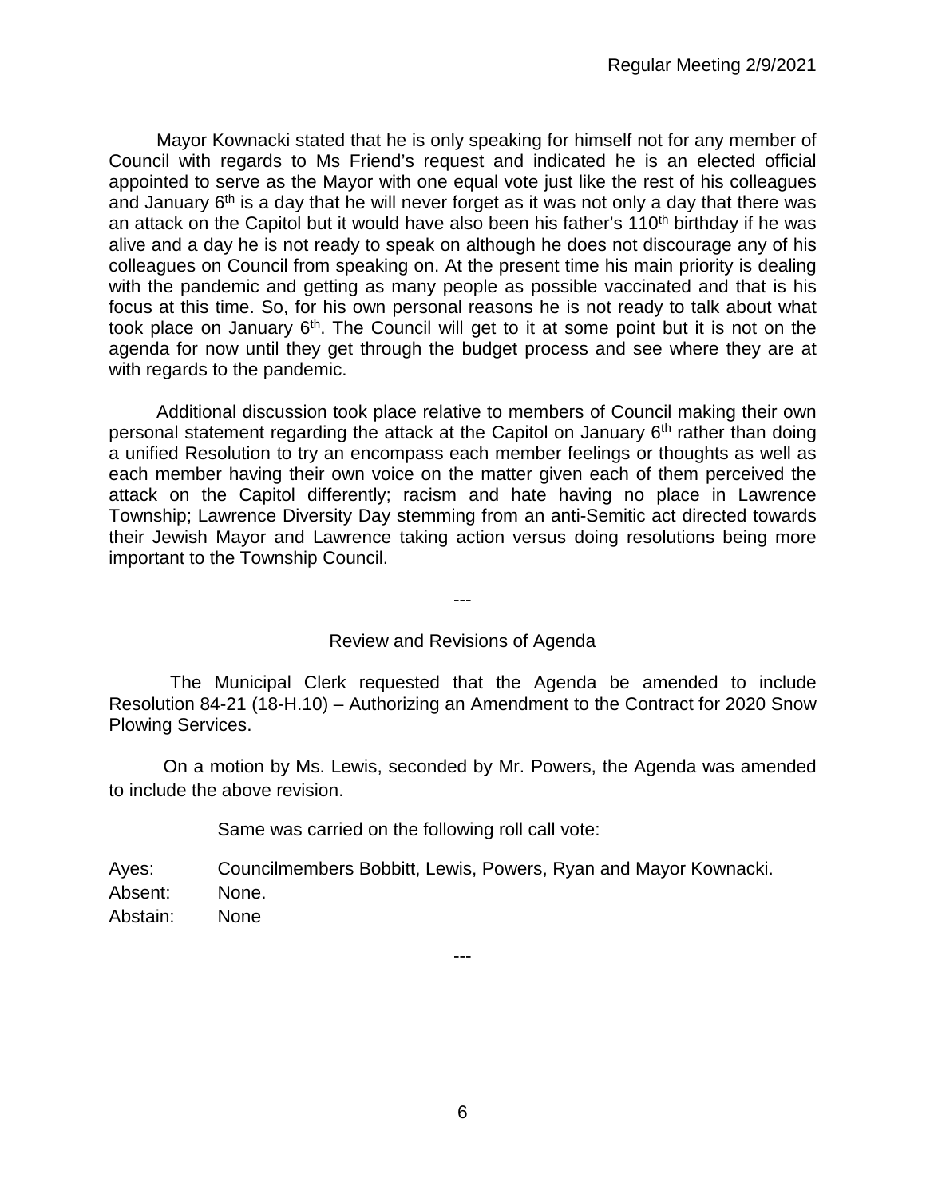Mayor Kownacki stated that he is only speaking for himself not for any member of Council with regards to Ms Friend's request and indicated he is an elected official appointed to serve as the Mayor with one equal vote just like the rest of his colleagues and January 6th is a day that he will never forget as it was not only a day that there was an attack on the Capitol but it would have also been his father's 110th birthday if he was alive and a day he is not ready to speak on although he does not discourage any of his colleagues on Council from speaking on. At the present time his main priority is dealing with the pandemic and getting as many people as possible vaccinated and that is his focus at this time. So, for his own personal reasons he is not ready to talk about what took place on January 6th. The Council will get to it at some point but it is not on the agenda for now until they get through the budget process and see where they are at with regards to the pandemic.

Additional discussion took place relative to members of Council making their own personal statement regarding the attack at the Capitol on January 6th rather than doing a unified Resolution to try an encompass each member feelings or thoughts as well as each member having their own voice on the matter given each of them perceived the attack on the Capitol differently; racism and hate having no place in Lawrence Township; Lawrence Diversity Day stemming from an anti-Semitic act directed towards their Jewish Mayor and Lawrence taking action versus doing resolutions being more important to the Township Council.

---

Review and Revisions of Agenda

The Municipal Clerk requested that the Agenda be amended to include Resolution 84-21 (18-H.10) – Authorizing an Amendment to the Contract for 2020 Snow Plowing Services.

On a motion by Ms. Lewis, seconded by Mr. Powers, the Agenda was amended to include the above revision.

Same was carried on the following roll call vote:

Ayes: Councilmembers Bobbitt, Lewis, Powers, Ryan and Mayor Kownacki.
Absent: None.
Abstain: None

---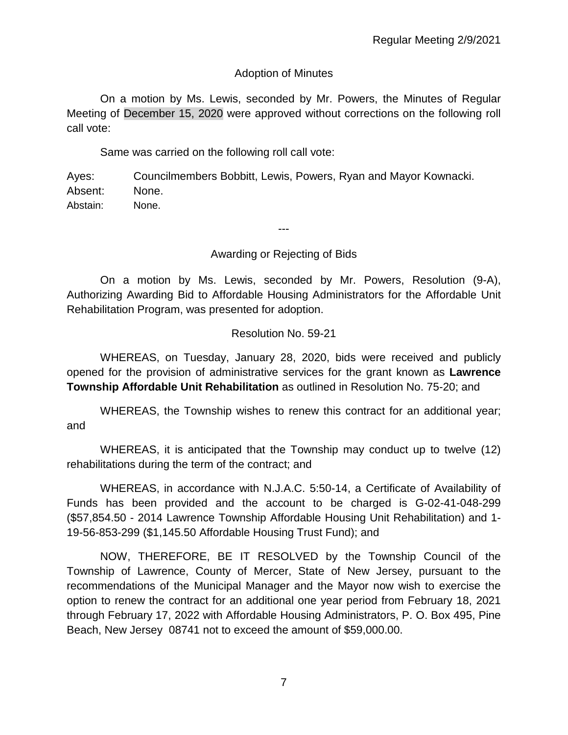Adoption of Minutes

On a motion by Ms. Lewis, seconded by Mr. Powers, the Minutes of Regular Meeting of December 15, 2020 were approved without corrections on the following roll call vote:

Same was carried on the following roll call vote:

Ayes: Councilmembers Bobbitt, Lewis, Powers, Ryan and Mayor Kownacki.
Absent: None.
Abstain: None.

---

Awarding or Rejecting of Bids

On a motion by Ms. Lewis, seconded by Mr. Powers, Resolution (9-A), Authorizing Awarding Bid to Affordable Housing Administrators for the Affordable Unit Rehabilitation Program, was presented for adoption.

Resolution No. 59-21

WHEREAS, on Tuesday, January 28, 2020, bids were received and publicly opened for the provision of administrative services for the grant known as **Lawrence Township Affordable Unit Rehabilitation** as outlined in Resolution No. 75-20; and

WHEREAS, the Township wishes to renew this contract for an additional year; and

WHEREAS, it is anticipated that the Township may conduct up to twelve (12) rehabilitations during the term of the contract; and

WHEREAS, in accordance with N.J.A.C. 5:50-14, a Certificate of Availability of Funds has been provided and the account to be charged is G-02-41-048-299 ($57,854.50 - 2014 Lawrence Township Affordable Housing Unit Rehabilitation) and 1-19-56-853-299 ($1,145.50 Affordable Housing Trust Fund); and

NOW, THEREFORE, BE IT RESOLVED by the Township Council of the Township of Lawrence, County of Mercer, State of New Jersey, pursuant to the recommendations of the Municipal Manager and the Mayor now wish to exercise the option to renew the contract for an additional one year period from February 18, 2021 through February 17, 2022 with Affordable Housing Administrators, P. O. Box 495, Pine Beach, New Jersey 08741 not to exceed the amount of $59,000.00.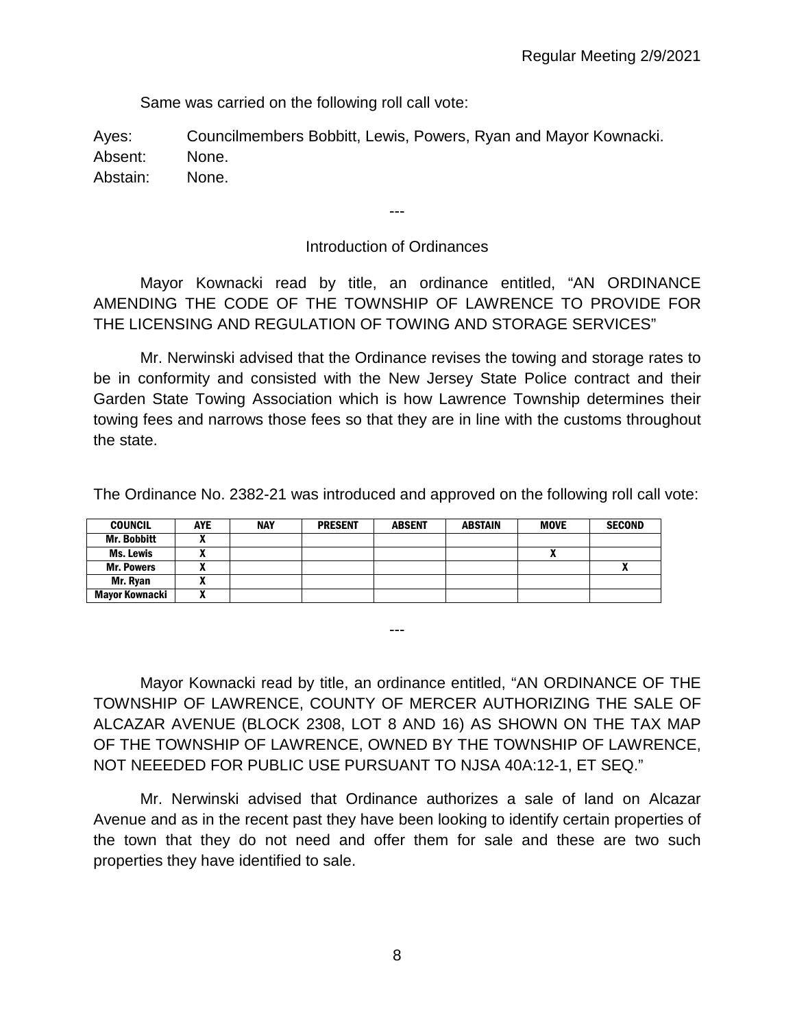Same was carried on the following roll call vote:

Ayes: Councilmembers Bobbitt, Lewis, Powers, Ryan and Mayor Kownacki.
Absent: None.
Abstain: None.

---

Introduction of Ordinances

Mayor Kownacki read by title, an ordinance entitled, "AN ORDINANCE AMENDING THE CODE OF THE TOWNSHIP OF LAWRENCE TO PROVIDE FOR THE LICENSING AND REGULATION OF TOWING AND STORAGE SERVICES"

Mr. Nerwinski advised that the Ordinance revises the towing and storage rates to be in conformity and consisted with the New Jersey State Police contract and their Garden State Towing Association which is how Lawrence Township determines their towing fees and narrows those fees so that they are in line with the customs throughout the state.

The Ordinance No. 2382-21 was introduced and approved on the following roll call vote:

| COUNCIL | AYE | NAY | PRESENT | ABSENT | ABSTAIN | MOVE | SECOND |
|---|---|---|---|---|---|---|---|
| Mr. Bobbitt | X | | | | | | |
| Ms. Lewis | X | | | | | X | |
| Mr. Powers | X | | | | | | X |
| Mr. Ryan | X | | | | | | |
| Mayor Kownacki | X | | | | | | |

---

Mayor Kownacki read by title, an ordinance entitled, "AN ORDINANCE OF THE TOWNSHIP OF LAWRENCE, COUNTY OF MERCER AUTHORIZING THE SALE OF ALCAZAR AVENUE (BLOCK 2308, LOT 8 AND 16) AS SHOWN ON THE TAX MAP OF THE TOWNSHIP OF LAWRENCE, OWNED BY THE TOWNSHIP OF LAWRENCE, NOT NEEEDED FOR PUBLIC USE PURSUANT TO NJSA 40A:12-1, ET SEQ."

Mr. Nerwinski advised that Ordinance authorizes a sale of land on Alcazar Avenue and as in the recent past they have been looking to identify certain properties of the town that they do not need and offer them for sale and these are two such properties they have identified to sale.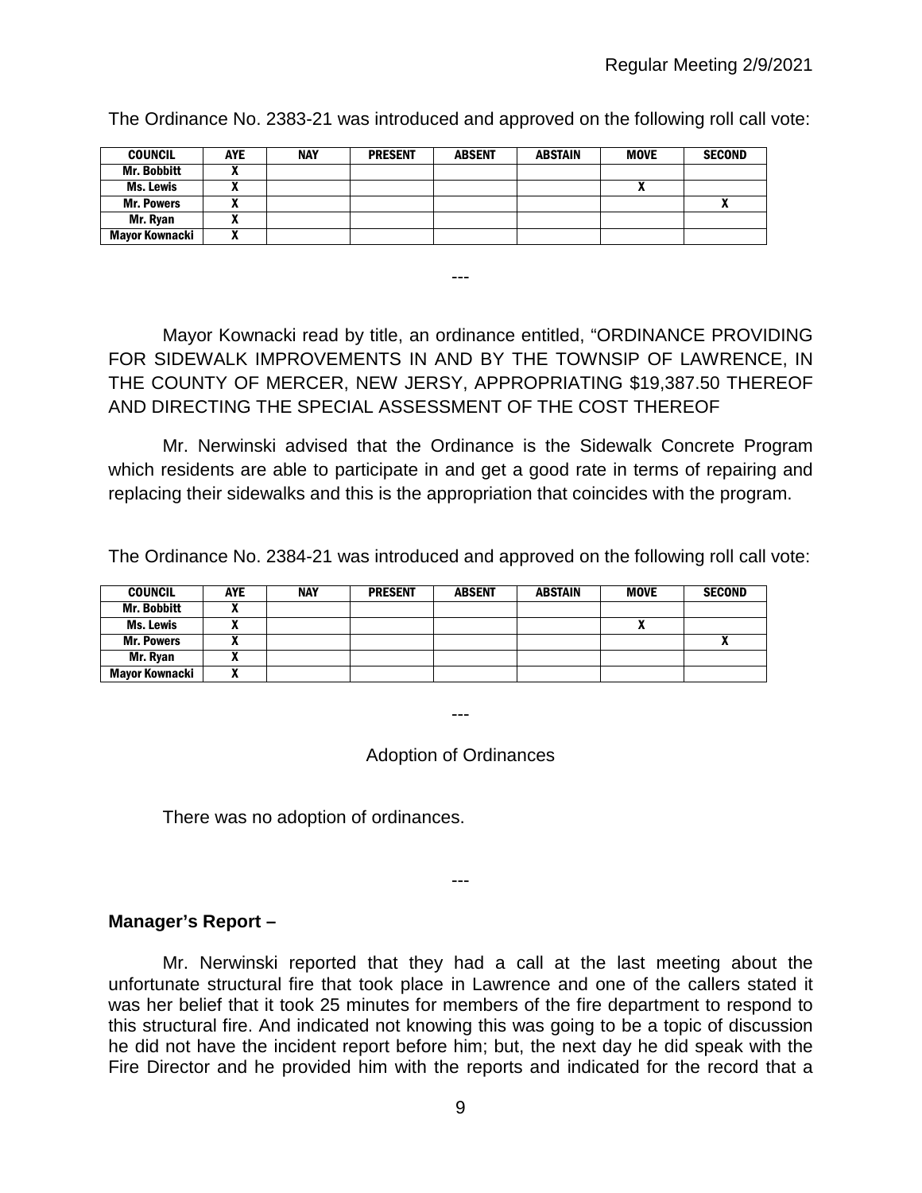The Ordinance No. 2383-21 was introduced and approved on the following roll call vote:

| COUNCIL | AYE | NAY | PRESENT | ABSENT | ABSTAIN | MOVE | SECOND |
|---|---|---|---|---|---|---|---|
| Mr. Bobbitt | X | | | | | | |
| Ms. Lewis | X | | | | | X | |
| Mr. Powers | X | | | | | | X |
| Mr. Ryan | X | | | | | | |
| Mayor Kownacki | X | | | | | | |

---

Mayor Kownacki read by title, an ordinance entitled, "ORDINANCE PROVIDING FOR SIDEWALK IMPROVEMENTS IN AND BY THE TOWNSIP OF LAWRENCE, IN THE COUNTY OF MERCER, NEW JERSY, APPROPRIATING $19,387.50 THEREOF AND DIRECTING THE SPECIAL ASSESSMENT OF THE COST THEREOF

Mr. Nerwinski advised that the Ordinance is the Sidewalk Concrete Program which residents are able to participate in and get a good rate in terms of repairing and replacing their sidewalks and this is the appropriation that coincides with the program.

The Ordinance No. 2384-21 was introduced and approved on the following roll call vote:

| COUNCIL | AYE | NAY | PRESENT | ABSENT | ABSTAIN | MOVE | SECOND |
|---|---|---|---|---|---|---|---|
| Mr. Bobbitt | X | | | | | | |
| Ms. Lewis | X | | | | | X | |
| Mr. Powers | X | | | | | | X |
| Mr. Ryan | X | | | | | | |
| Mayor Kownacki | X | | | | | | |

---

Adoption of Ordinances

There was no adoption of ordinances.

---

**Manager's Report –**

Mr. Nerwinski reported that they had a call at the last meeting about the unfortunate structural fire that took place in Lawrence and one of the callers stated it was her belief that it took 25 minutes for members of the fire department to respond to this structural fire. And indicated not knowing this was going to be a topic of discussion he did not have the incident report before him; but, the next day he did speak with the Fire Director and he provided him with the reports and indicated for the record that a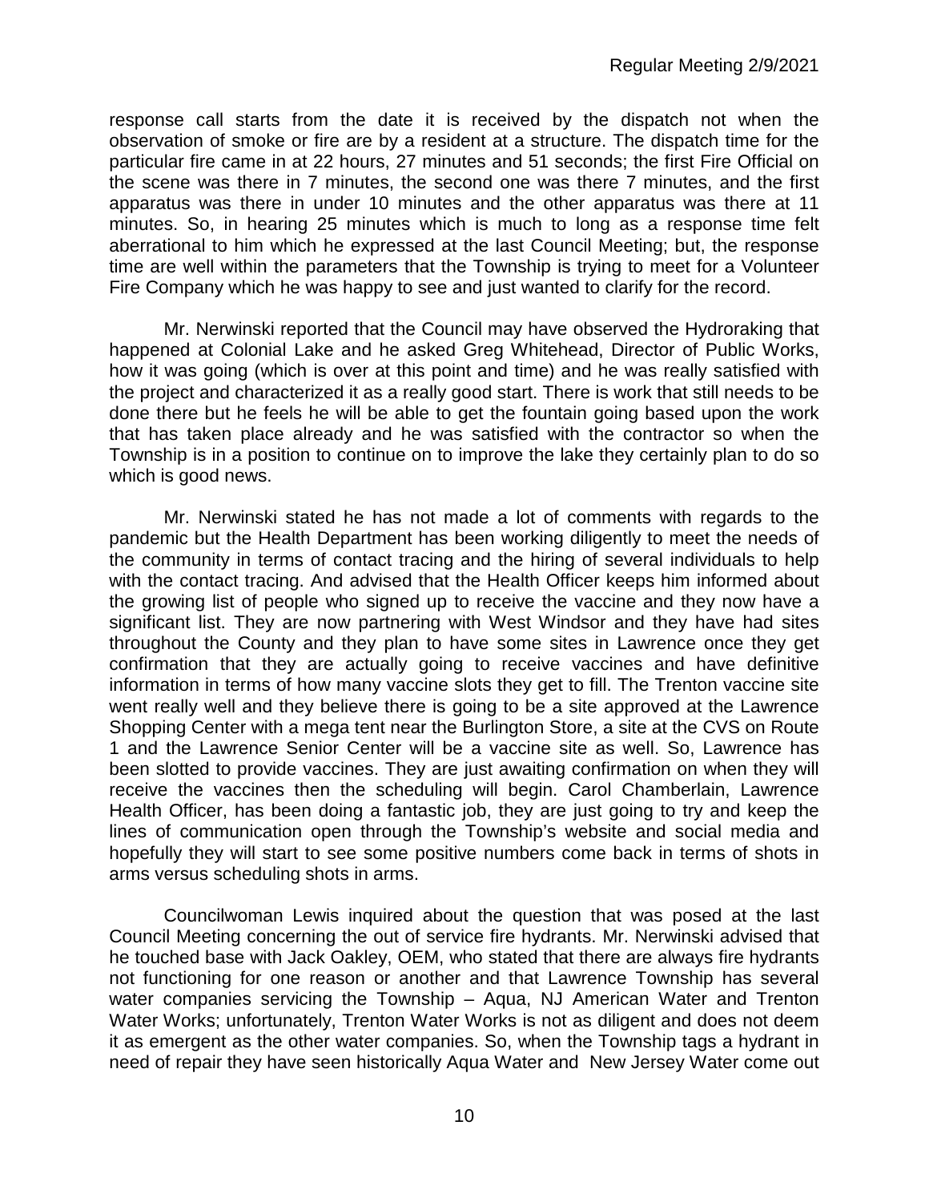response call starts from the date it is received by the dispatch not when the observation of smoke or fire are by a resident at a structure. The dispatch time for the particular fire came in at 22 hours, 27 minutes and 51 seconds; the first Fire Official on the scene was there in 7 minutes, the second one was there 7 minutes, and the first apparatus was there in under 10 minutes and the other apparatus was there at 11 minutes. So, in hearing 25 minutes which is much to long as a response time felt aberrational to him which he expressed at the last Council Meeting; but, the response time are well within the parameters that the Township is trying to meet for a Volunteer Fire Company which he was happy to see and just wanted to clarify for the record.

Mr. Nerwinski reported that the Council may have observed the Hydroraking that happened at Colonial Lake and he asked Greg Whitehead, Director of Public Works, how it was going (which is over at this point and time) and he was really satisfied with the project and characterized it as a really good start. There is work that still needs to be done there but he feels he will be able to get the fountain going based upon the work that has taken place already and he was satisfied with the contractor so when the Township is in a position to continue on to improve the lake they certainly plan to do so which is good news.

Mr. Nerwinski stated he has not made a lot of comments with regards to the pandemic but the Health Department has been working diligently to meet the needs of the community in terms of contact tracing and the hiring of several individuals to help with the contact tracing. And advised that the Health Officer keeps him informed about the growing list of people who signed up to receive the vaccine and they now have a significant list. They are now partnering with West Windsor and they have had sites throughout the County and they plan to have some sites in Lawrence once they get confirmation that they are actually going to receive vaccines and have definitive information in terms of how many vaccine slots they get to fill. The Trenton vaccine site went really well and they believe there is going to be a site approved at the Lawrence Shopping Center with a mega tent near the Burlington Store, a site at the CVS on Route 1 and the Lawrence Senior Center will be a vaccine site as well. So, Lawrence has been slotted to provide vaccines. They are just awaiting confirmation on when they will receive the vaccines then the scheduling will begin. Carol Chamberlain, Lawrence Health Officer, has been doing a fantastic job, they are just going to try and keep the lines of communication open through the Township's website and social media and hopefully they will start to see some positive numbers come back in terms of shots in arms versus scheduling shots in arms.

Councilwoman Lewis inquired about the question that was posed at the last Council Meeting concerning the out of service fire hydrants. Mr. Nerwinski advised that he touched base with Jack Oakley, OEM, who stated that there are always fire hydrants not functioning for one reason or another and that Lawrence Township has several water companies servicing the Township – Aqua, NJ American Water and Trenton Water Works; unfortunately, Trenton Water Works is not as diligent and does not deem it as emergent as the other water companies. So, when the Township tags a hydrant in need of repair they have seen historically Aqua Water and New Jersey Water come out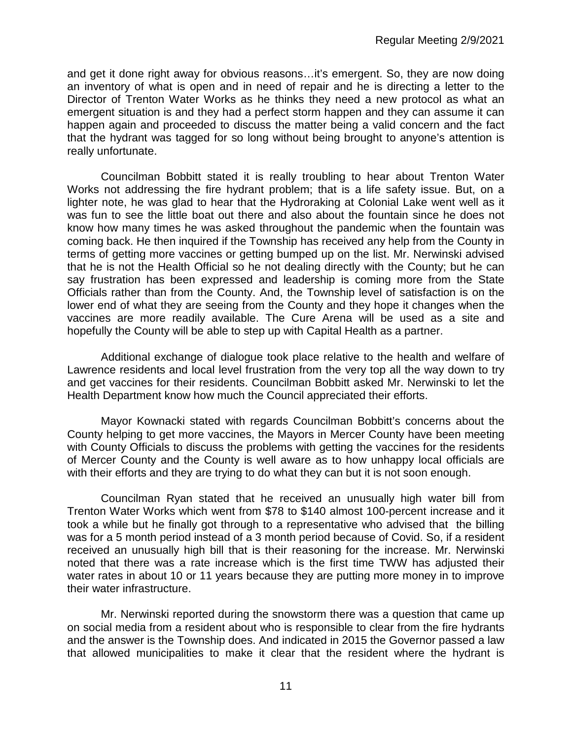and get it done right away for obvious reasons…it's emergent. So, they are now doing an inventory of what is open and in need of repair and he is directing a letter to the Director of Trenton Water Works as he thinks they need a new protocol as what an emergent situation is and they had a perfect storm happen and they can assume it can happen again and proceeded to discuss the matter being a valid concern and the fact that the hydrant was tagged for so long without being brought to anyone's attention is really unfortunate.

Councilman Bobbitt stated it is really troubling to hear about Trenton Water Works not addressing the fire hydrant problem; that is a life safety issue. But, on a lighter note, he was glad to hear that the Hydroraking at Colonial Lake went well as it was fun to see the little boat out there and also about the fountain since he does not know how many times he was asked throughout the pandemic when the fountain was coming back. He then inquired if the Township has received any help from the County in terms of getting more vaccines or getting bumped up on the list. Mr. Nerwinski advised that he is not the Health Official so he not dealing directly with the County; but he can say frustration has been expressed and leadership is coming more from the State Officials rather than from the County. And, the Township level of satisfaction is on the lower end of what they are seeing from the County and they hope it changes when the vaccines are more readily available. The Cure Arena will be used as a site and hopefully the County will be able to step up with Capital Health as a partner.

Additional exchange of dialogue took place relative to the health and welfare of Lawrence residents and local level frustration from the very top all the way down to try and get vaccines for their residents. Councilman Bobbitt asked Mr. Nerwinski to let the Health Department know how much the Council appreciated their efforts.

Mayor Kownacki stated with regards Councilman Bobbitt's concerns about the County helping to get more vaccines, the Mayors in Mercer County have been meeting with County Officials to discuss the problems with getting the vaccines for the residents of Mercer County and the County is well aware as to how unhappy local officials are with their efforts and they are trying to do what they can but it is not soon enough.

Councilman Ryan stated that he received an unusually high water bill from Trenton Water Works which went from $78 to $140 almost 100-percent increase and it took a while but he finally got through to a representative who advised that the billing was for a 5 month period instead of a 3 month period because of Covid. So, if a resident received an unusually high bill that is their reasoning for the increase. Mr. Nerwinski noted that there was a rate increase which is the first time TWW has adjusted their water rates in about 10 or 11 years because they are putting more money in to improve their water infrastructure.

Mr. Nerwinski reported during the snowstorm there was a question that came up on social media from a resident about who is responsible to clear from the fire hydrants and the answer is the Township does. And indicated in 2015 the Governor passed a law that allowed municipalities to make it clear that the resident where the hydrant is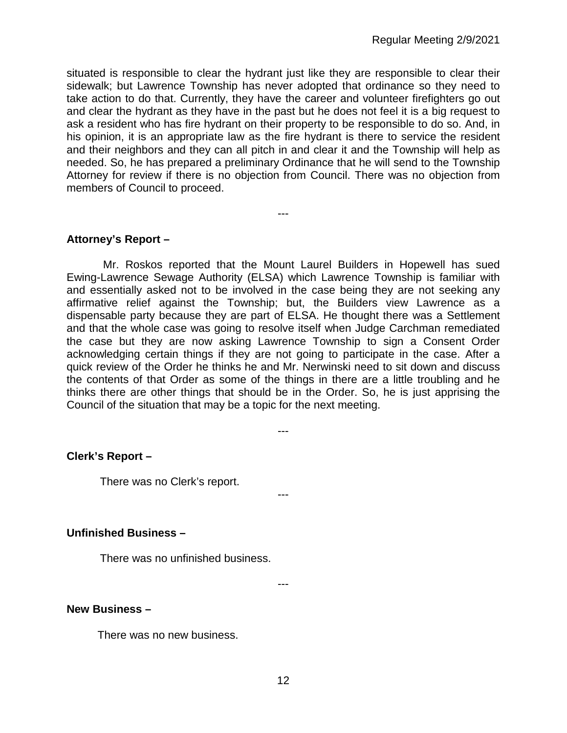situated is responsible to clear the hydrant just like they are responsible to clear their sidewalk; but Lawrence Township has never adopted that ordinance so they need to take action to do that. Currently, they have the career and volunteer firefighters go out and clear the hydrant as they have in the past but he does not feel it is a big request to ask a resident who has fire hydrant on their property to be responsible to do so. And, in his opinion, it is an appropriate law as the fire hydrant is there to service the resident and their neighbors and they can all pitch in and clear it and the Township will help as needed. So, he has prepared a preliminary Ordinance that he will send to the Township Attorney for review if there is no objection from Council. There was no objection from members of Council to proceed.

---

**Attorney's Report –**

Mr. Roskos reported that the Mount Laurel Builders in Hopewell has sued Ewing-Lawrence Sewage Authority (ELSA) which Lawrence Township is familiar with and essentially asked not to be involved in the case being they are not seeking any affirmative relief against the Township; but, the Builders view Lawrence as a dispensable party because they are part of ELSA. He thought there was a Settlement and that the whole case was going to resolve itself when Judge Carchman remediated the case but they are now asking Lawrence Township to sign a Consent Order acknowledging certain things if they are not going to participate in the case. After a quick review of the Order he thinks he and Mr. Nerwinski need to sit down and discuss the contents of that Order as some of the things in there are a little troubling and he thinks there are other things that should be in the Order. So, he is just apprising the Council of the situation that may be a topic for the next meeting.

---

**Clerk's Report –**

There was no Clerk's report.

---

**Unfinished Business –**

There was no unfinished business.

---

**New Business –**

There was no new business.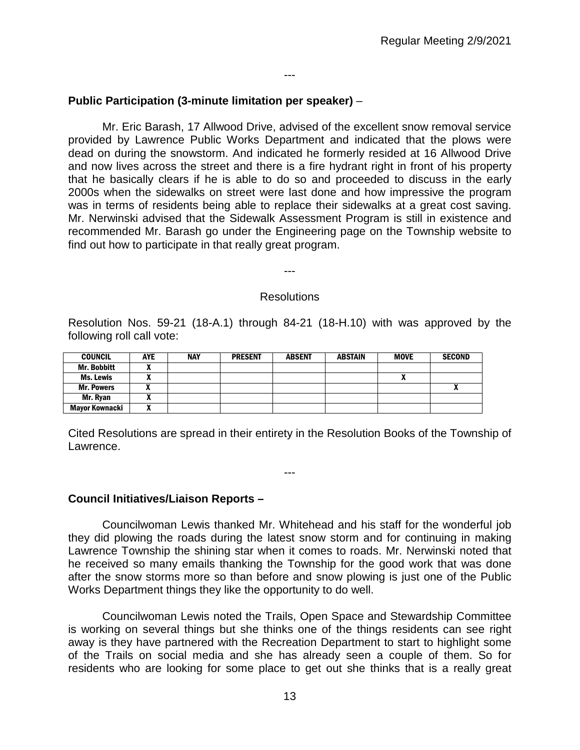---

**Public Participation (3-minute limitation per speaker)** –

Mr. Eric Barash, 17 Allwood Drive, advised of the excellent snow removal service provided by Lawrence Public Works Department and indicated that the plows were dead on during the snowstorm. And indicated he formerly resided at 16 Allwood Drive and now lives across the street and there is a fire hydrant right in front of his property that he basically clears if he is able to do so and proceeded to discuss in the early 2000s when the sidewalks on street were last done and how impressive the program was in terms of residents being able to replace their sidewalks at a great cost saving. Mr. Nerwinski advised that the Sidewalk Assessment Program is still in existence and recommended Mr. Barash go under the Engineering page on the Township website to find out how to participate in that really great program.

---

Resolutions

Resolution Nos. 59-21 (18-A.1) through 84-21 (18-H.10) with was approved by the following roll call vote:

| COUNCIL | AYE | NAY | PRESENT | ABSENT | ABSTAIN | MOVE | SECOND |
|---|---|---|---|---|---|---|---|
| Mr. Bobbitt | X | | | | | | |
| Ms. Lewis | X | | | | | X | |
| Mr. Powers | X | | | | | | X |
| Mr. Ryan | X | | | | | | |
| Mayor Kownacki | X | | | | | | |

Cited Resolutions are spread in their entirety in the Resolution Books of the Township of Lawrence.

---

**Council Initiatives/Liaison Reports –**

Councilwoman Lewis thanked Mr. Whitehead and his staff for the wonderful job they did plowing the roads during the latest snow storm and for continuing in making Lawrence Township the shining star when it comes to roads. Mr. Nerwinski noted that he received so many emails thanking the Township for the good work that was done after the snow storms more so than before and snow plowing is just one of the Public Works Department things they like the opportunity to do well.

Councilwoman Lewis noted the Trails, Open Space and Stewardship Committee is working on several things but she thinks one of the things residents can see right away is they have partnered with the Recreation Department to start to highlight some of the Trails on social media and she has already seen a couple of them. So for residents who are looking for some place to get out she thinks that is a really great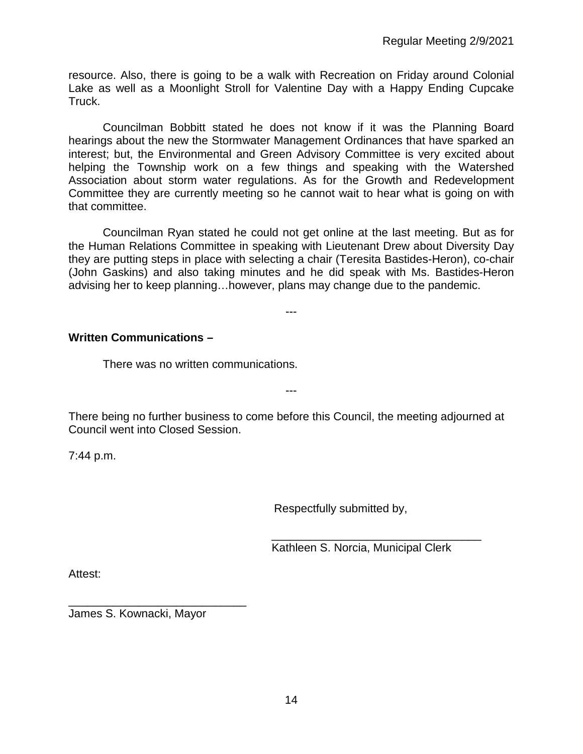resource. Also, there is going to be a walk with Recreation on Friday around Colonial Lake as well as a Moonlight Stroll for Valentine Day with a Happy Ending Cupcake Truck.

Councilman Bobbitt stated he does not know if it was the Planning Board hearings about the new the Stormwater Management Ordinances that have sparked an interest; but, the Environmental and Green Advisory Committee is very excited about helping the Township work on a few things and speaking with the Watershed Association about storm water regulations. As for the Growth and Redevelopment Committee they are currently meeting so he cannot wait to hear what is going on with that committee.

Councilman Ryan stated he could not get online at the last meeting. But as for the Human Relations Committee in speaking with Lieutenant Drew about Diversity Day they are putting steps in place with selecting a chair (Teresita Bastides-Heron), co-chair (John Gaskins) and also taking minutes and he did speak with Ms. Bastides-Heron advising her to keep planning…however, plans may change due to the pandemic.

---

**Written Communications –**

There was no written communications.

---

There being no further business to come before this Council, the meeting adjourned at Council went into Closed Session.

7:44 p.m.

Respectfully submitted by,

\_\_\_\_\_\_\_\_\_\_\_\_\_\_\_\_\_\_\_\_\_\_\_\_\_\_\_\_\_\_\_\_\_\_
Kathleen S. Norcia, Municipal Clerk

Attest:

\_\_\_\_\_\_\_\_\_\_\_\_\_\_\_\_\_\_\_\_\_\_\_\_\_\_\_\_
James S. Kownacki, Mayor